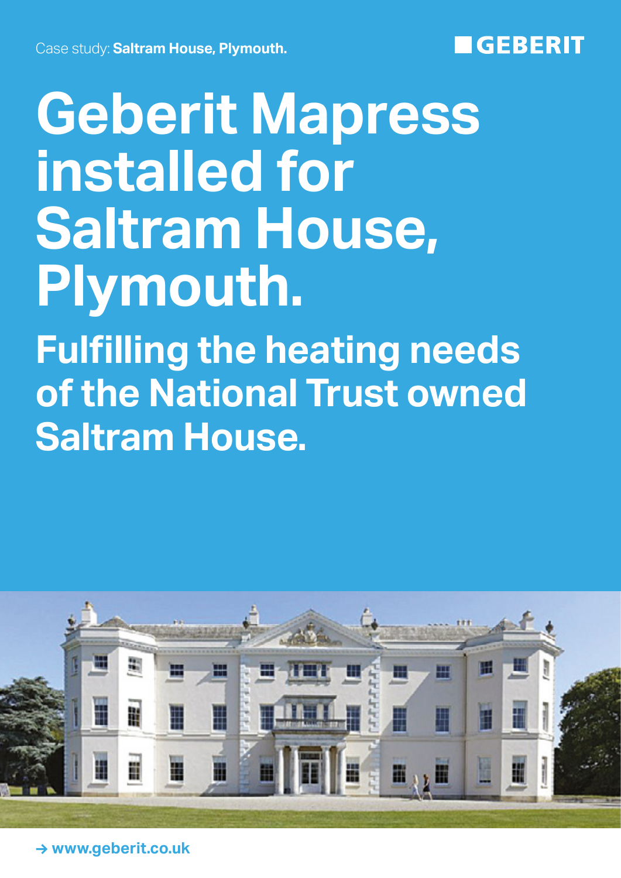Case study: **Saltram House, Plymouth.**

GEBERIT

# Geberit Mapress installed for Saltram House, Plymouth.

## Fulfilling the heating needs of the National Trust owned Saltram House.

→ www.geberit.co.uk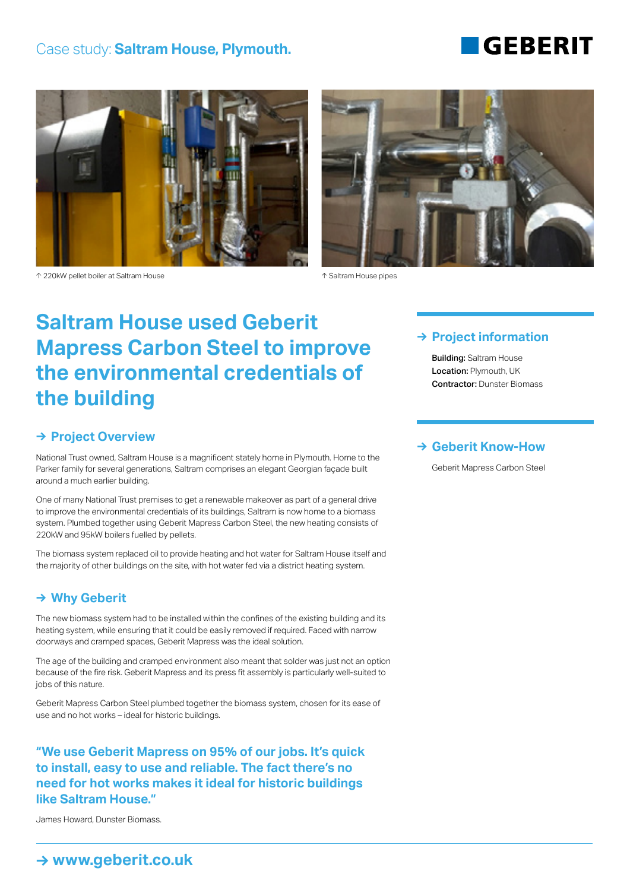Case study: **Saltram House, Plymouth.**

↑ 220kW pellet boiler at Saltram House

↑ Saltram House pipes

# Saltram House used Geberit Mapress Carbon Steel to improve the environmental credentials of the building

## → Project Overview

National Trust owned, Saltram House is a magnificent stately home in Plymouth. Home to the Parker family for several generations, Saltram comprises an elegant Georgian façade built around a much earlier building.

One of many National Trust premises to get a renewable makeover as part of a general drive to improve the environmental credentials of its buildings, Saltram is now home to a biomass system. Plumbed together using Geberit Mapress Carbon Steel, the new heating consists of 220kW and 95kW boilers fuelled by pellets.

The biomass system replaced oil to provide heating and hot water for Saltram House itself and the majority of other buildings on the site, with hot water fed via a district heating system.

## → Why Geberit

The new biomass system had to be installed within the confines of the existing building and its heating system, while ensuring that it could be easily removed if required. Faced with narrow doorways and cramped spaces, Geberit Mapress was the ideal solution.

The age of the building and cramped environment also meant that solder was just not an option because of the fire risk. Geberit Mapress and its press fit assembly is particularly well-suited to jobs of this nature.

Geberit Mapress Carbon Steel plumbed together the biomass system, chosen for its ease of use and no hot works – ideal for historic buildings.

**"We use Geberit Mapress on 95% of our jobs. It's quick to install, easy to use and reliable. The fact there's no need for hot works makes it ideal for historic buildings like Saltram House."**

James Howard, Dunster Biomass.

## → Project information

**Building:** Saltram House
**Location:** Plymouth, UK
**Contractor:** Dunster Biomass

## → Geberit Know-How

Geberit Mapress Carbon Steel

**→ www.geberit.co.uk**